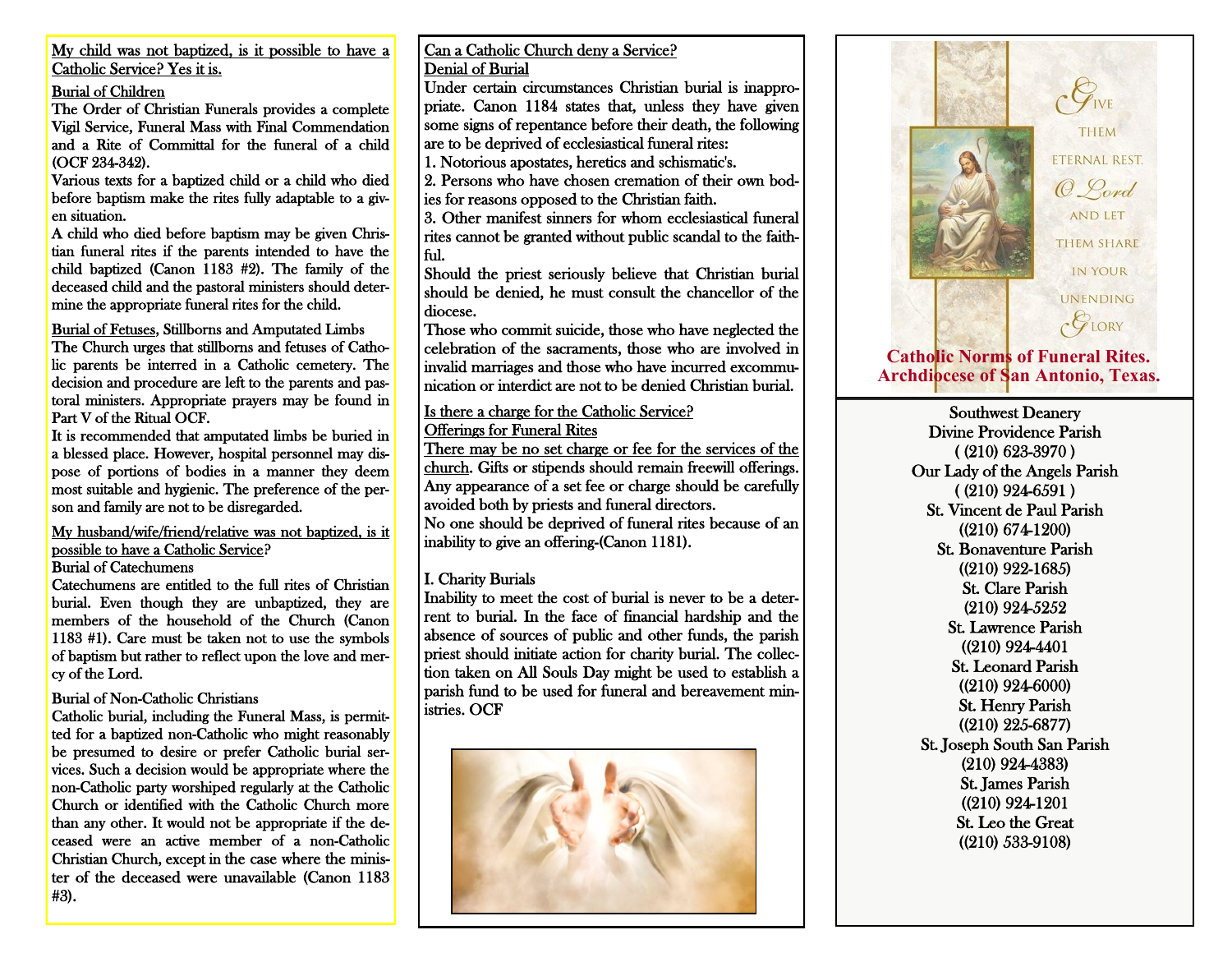<u>My child was not baptized, is it possible to have a Catholic Service? Yes it is.</u>

<u>Burial of Children</u>

The Order of Christian Funerals provides a complete Vigil Service, Funeral Mass with Final Commendation and a Rite of Committal for the funeral of a child (OCF 234-342).

Various texts for a baptized child or a child who died before baptism make the rites fully adaptable to a given situation.

A child who died before baptism may be given Christian funeral rites if the parents intended to have the child baptized (Canon 1183 #2). The family of the deceased child and the pastoral ministers should determine the appropriate funeral rites for the child.

<u>Burial of Fetuses</u>, Stillborns and Amputated Limbs

The Church urges that stillborns and fetuses of Catholic parents be interred in a Catholic cemetery. The decision and procedure are left to the parents and pastoral ministers. Appropriate prayers may be found in Part V of the Ritual OCF.

It is recommended that amputated limbs be buried in a blessed place. However, hospital personnel may dispose of portions of bodies in a manner they deem most suitable and hygienic. The preference of the person and family are not to be disregarded.

<u>My husband/wife/friend/relative was not baptized, is it possible to have a Catholic Service</u>?

Burial of Catechumens

Catechumens are entitled to the full rites of Christian burial. Even though they are unbaptized, they are members of the household of the Church (Canon 1183 #1). Care must be taken not to use the symbols of baptism but rather to reflect upon the love and mercy of the Lord.

Burial of Non-Catholic Christians

Catholic burial, including the Funeral Mass, is permitted for a baptized non-Catholic who might reasonably be presumed to desire or prefer Catholic burial services. Such a decision would be appropriate where the non-Catholic party worshiped regularly at the Catholic Church or identified with the Catholic Church more than any other. It would not be appropriate if the deceased were an active member of a non-Catholic Christian Church, except in the case where the minister of the deceased were unavailable (Canon 1183 #3).

<u>Can a Catholic Church deny a Service?</u>

<u>Denial of Burial</u>

Under certain circumstances Christian burial is inappropriate. Canon 1184 states that, unless they have given some signs of repentance before their death, the following are to be deprived of ecclesiastical funeral rites:

1. Notorious apostates, heretics and schismatic's.
2. Persons who have chosen cremation of their own bodies for reasons opposed to the Christian faith.
3. Other manifest sinners for whom ecclesiastical funeral rites cannot be granted without public scandal to the faithful.

Should the priest seriously believe that Christian burial should be denied, he must consult the chancellor of the diocese.

Those who commit suicide, those who have neglected the celebration of the sacraments, those who are involved in invalid marriages and those who have incurred excommunication or interdict are not to be denied Christian burial.

<u>Is there a charge for the Catholic Service?</u>

<u>Offerings for Funeral Rites</u>

<u>There may be no set charge or fee for the services of the church</u>. Gifts or stipends should remain freewill offerings. Any appearance of a set fee or charge should be carefully avoided both by priests and funeral directors.

No one should be deprived of funeral rites because of an inability to give an offering-(Canon 1181).

I. Charity Burials

Inability to meet the cost of burial is never to be a deterrent to burial. In the face of financial hardship and the absence of sources of public and other funds, the parish priest should initiate action for charity burial. The collection taken on All Souls Day might be used to establish a parish fund to be used for funeral and bereavement ministries. OCF

Give them eternal rest, O Lord and let them share in your unending Glory

**Catholic Norms of Funeral Rites.**
**Archdiocese of San Antonio, Texas.**

Southwest Deanery

Divine Providence Parish
( (210) 623-3970 )

Our Lady of the Angels Parish
( (210) 924-6591 )

St. Vincent de Paul Parish
((210) 674-1200)

St. Bonaventure Parish
((210) 922-1685)

St. Clare Parish
(210) 924-5252

St. Lawrence Parish
((210) 924-4401

St. Leonard Parish
((210) 924-6000)

St. Henry Parish
((210) 225-6877)

St. Joseph South San Parish
(210) 924-4383)

St. James Parish
((210) 924-1201

St. Leo the Great
((210) 533-9108)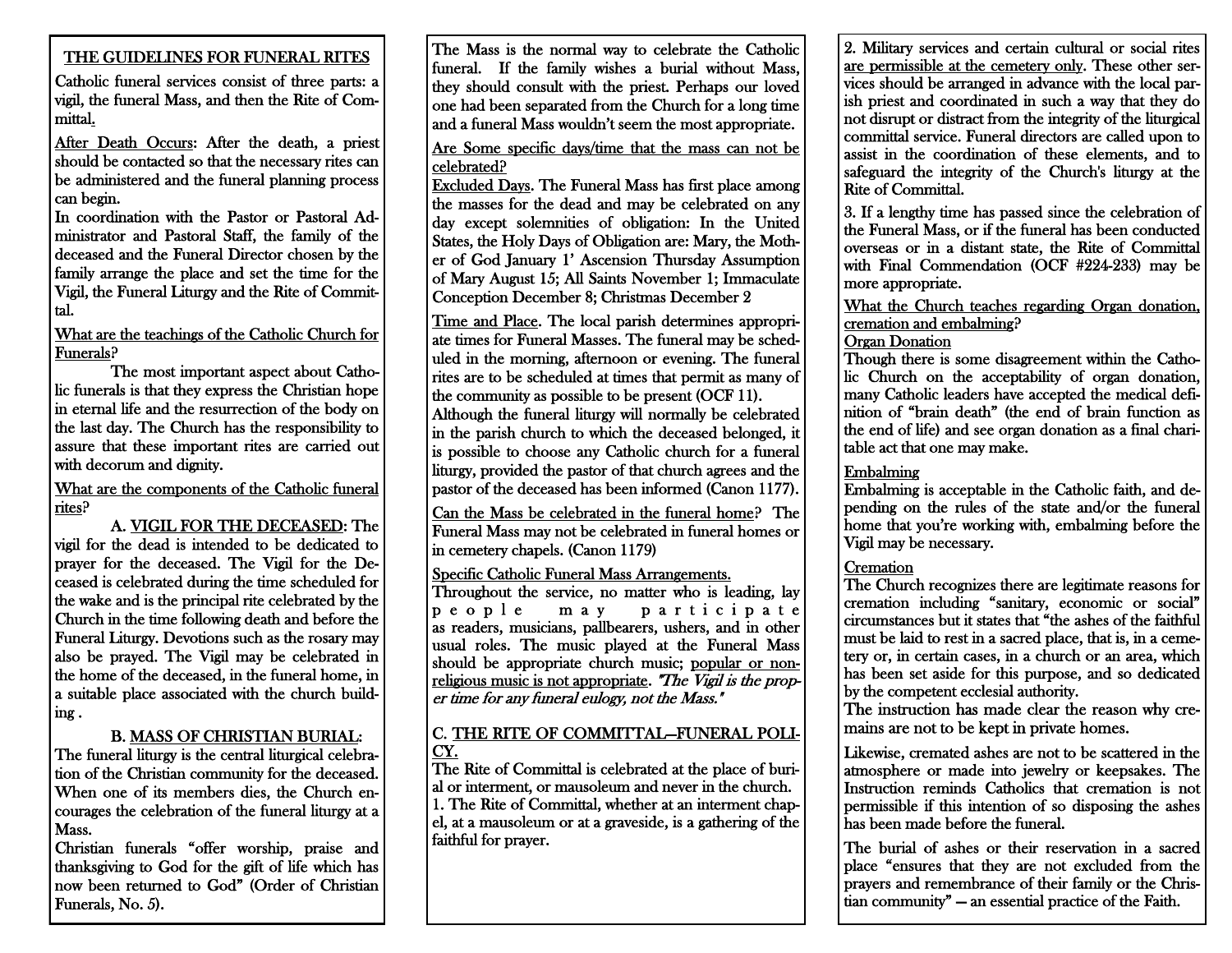## THE GUIDELINES FOR FUNERAL RITES

Catholic funeral services consist of three parts: a vigil, the funeral Mass, and then the Rite of Committal.

After Death Occurs: After the death, a priest should be contacted so that the necessary rites can be administered and the funeral planning process can begin.

In coordination with the Pastor or Pastoral Administrator and Pastoral Staff, the family of the deceased and the Funeral Director chosen by the family arrange the place and set the time for the Vigil, the Funeral Liturgy and the Rite of Committal.

### What are the teachings of the Catholic Church for Funerals?

The most important aspect about Catholic funerals is that they express the Christian hope in eternal life and the resurrection of the body on the last day. The Church has the responsibility to assure that these important rites are carried out with decorum and dignity.

### What are the components of the Catholic funeral rites?

A. VIGIL FOR THE DECEASED: The vigil for the dead is intended to be dedicated to prayer for the deceased. The Vigil for the Deceased is celebrated during the time scheduled for the wake and is the principal rite celebrated by the Church in the time following death and before the Funeral Liturgy. Devotions such as the rosary may also be prayed. The Vigil may be celebrated in the home of the deceased, in the funeral home, in a suitable place associated with the church building .

B. MASS OF CHRISTIAN BURIAL: The funeral liturgy is the central liturgical celebration of the Christian community for the deceased. When one of its members dies, the Church encourages the celebration of the funeral liturgy at a Mass.

Christian funerals "offer worship, praise and thanksgiving to God for the gift of life which has now been returned to God" (Order of Christian Funerals, No. 5).

The Mass is the normal way to celebrate the Catholic funeral. If the family wishes a burial without Mass, they should consult with the priest. Perhaps our loved one had been separated from the Church for a long time and a funeral Mass wouldn't seem the most appropriate.

### Are Some specific days/time that the mass can not be celebrated?

Excluded Days. The Funeral Mass has first place among the masses for the dead and may be celebrated on any day except solemnities of obligation: In the United States, the Holy Days of Obligation are: Mary, the Mother of God January 1' Ascension Thursday Assumption of Mary August 15; All Saints November 1; Immaculate Conception December 8; Christmas December 2

Time and Place. The local parish determines appropriate times for Funeral Masses. The funeral may be scheduled in the morning, afternoon or evening. The funeral rites are to be scheduled at times that permit as many of the community as possible to be present (OCF 11).

Although the funeral liturgy will normally be celebrated in the parish church to which the deceased belonged, it is possible to choose any Catholic church for a funeral liturgy, provided the pastor of that church agrees and the pastor of the deceased has been informed (Canon 1177).

Can the Mass be celebrated in the funeral home? The Funeral Mass may not be celebrated in funeral homes or in cemetery chapels. (Canon 1179)

### Specific Catholic Funeral Mass Arrangements.

Throughout the service, no matter who is leading, lay people may participate as readers, musicians, pallbearers, ushers, and in other usual roles. The music played at the Funeral Mass should be appropriate church music; popular or non-religious music is not appropriate. *"The Vigil is the proper time for any funeral eulogy, not the Mass."*

C. THE RITE OF COMMITTAL—FUNERAL POLICY.

The Rite of Committal is celebrated at the place of burial or interment, or mausoleum and never in the church.

1. The Rite of Committal, whether at an interment chapel, at a mausoleum or at a graveside, is a gathering of the faithful for prayer.

2. Military services and certain cultural or social rites are permissible at the cemetery only. These other services should be arranged in advance with the local parish priest and coordinated in such a way that they do not disrupt or distract from the integrity of the liturgical committal service. Funeral directors are called upon to assist in the coordination of these elements, and to safeguard the integrity of the Church's liturgy at the Rite of Committal.

3. If a lengthy time has passed since the celebration of the Funeral Mass, or if the funeral has been conducted overseas or in a distant state, the Rite of Committal with Final Commendation (OCF #224-233) may be more appropriate.

### What the Church teaches regarding Organ donation, cremation and embalming?

Organ Donation

Though there is some disagreement within the Catholic Church on the acceptability of organ donation, many Catholic leaders have accepted the medical definition of "brain death" (the end of brain function as the end of life) and see organ donation as a final charitable act that one may make.

Embalming

Embalming is acceptable in the Catholic faith, and depending on the rules of the state and/or the funeral home that you're working with, embalming before the Vigil may be necessary.

Cremation

The Church recognizes there are legitimate reasons for cremation including "sanitary, economic or social" circumstances but it states that "the ashes of the faithful must be laid to rest in a sacred place, that is, in a cemetery or, in certain cases, in a church or an area, which has been set aside for this purpose, and so dedicated by the competent ecclesial authority.

The instruction has made clear the reason why cremains are not to be kept in private homes.

Likewise, cremated ashes are not to be scattered in the atmosphere or made into jewelry or keepsakes. The Instruction reminds Catholics that cremation is not permissible if this intention of so disposing the ashes has been made before the funeral.

The burial of ashes or their reservation in a sacred place "ensures that they are not excluded from the prayers and remembrance of their family or the Christian community" — an essential practice of the Faith.